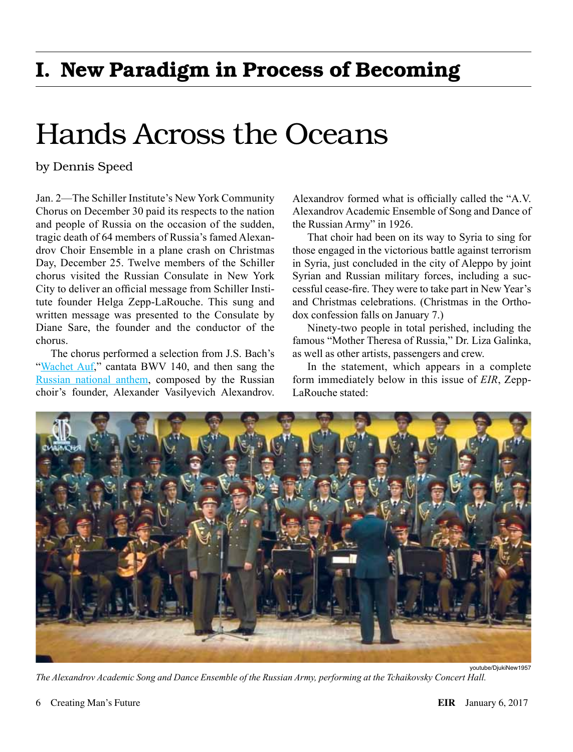# I. New Paradigm in Process of Becoming

# Hands Across the Oceans

by Dennis Speed

Jan. 2—The Schiller Institute's New York Community Chorus on December 30 paid its respects to the nation and people of Russia on the occasion of the sudden, tragic death of 64 members of Russia's famed Alexandrov Choir Ensemble in a plane crash on Christmas Day, December 25. Twelve members of the Schiller chorus visited the Russian Consulate in New York City to deliver an official message from Schiller Institute founder Helga Zepp-LaRouche. This sung and written message was presented to the Consulate by Diane Sare, the founder and the conductor of the chorus.

The chorus performed a selection from J.S. Bach's "Wachet Auf," cantata BWV 140, and then sang the Russian national anthem, composed by the Russian choir's founder, Alexander Vasilyevich Alexandrov. Alexandrov formed what is officially called the "A.V. Alexandrov Academic Ensemble of Song and Dance of the Russian Army" in 1926.

That choir had been on its way to Syria to sing for those engaged in the victorious battle against terrorism in Syria, just concluded in the city of Aleppo by joint Syrian and Russian military forces, including a successful cease-fire. They were to take part in New Year's and Christmas celebrations. (Christmas in the Orthodox confession falls on January 7.)

Ninety-two people in total perished, including the famous "Mother Theresa of Russia," Dr. Liza Galinka, as well as other artists, passengers and crew.

In the statement, which appears in a complete form immediately below in this issue of *EIR*, Zepp-LaRouche stated:

youtube/DjukiNew1957

*The Alexandrov Academic Song and Dance Ensemble of the Russian Army, performing at the Tchaikovsky Concert Hall.*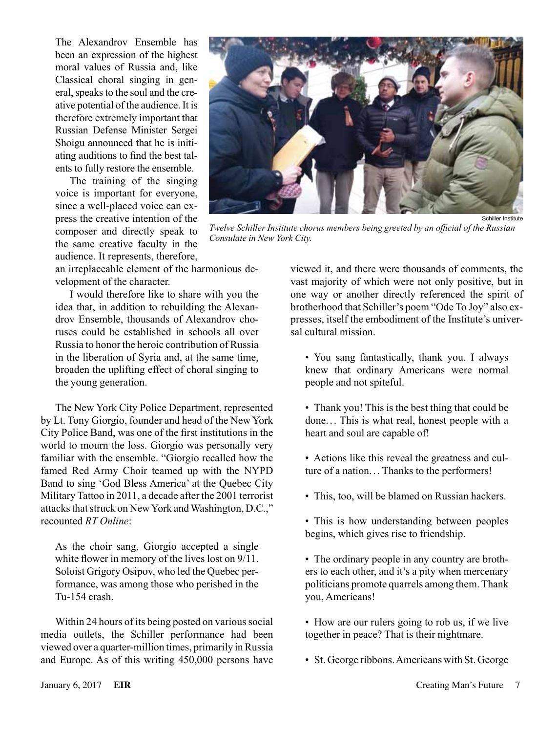The Alexandrov Ensemble has been an expression of the highest moral values of Russia and, like Classical choral singing in general, speaks to the soul and the creative potential of the audience. It is therefore extremely important that Russian Defense Minister Sergei Shoigu announced that he is initiating auditions to find the best talents to fully restore the ensemble.

The training of the singing voice is important for everyone, since a well-placed voice can express the creative intention of the composer and directly speak to the same creative faculty in the audience. It represents, therefore, an irreplaceable element of the harmonious development of the character.

I would therefore like to share with you the idea that, in addition to rebuilding the Alexandrov Ensemble, thousands of Alexandrov choruses could be established in schools all over Russia to honor the heroic contribution of Russia in the liberation of Syria and, at the same time, broaden the uplifting effect of choral singing to the young generation.

Schiller Institute

*Twelve Schiller Institute chorus members being greeted by an official of the Russian Consulate in New York City.*

The New York City Police Department, represented by Lt. Tony Giorgio, founder and head of the New York City Police Band, was one of the first institutions in the world to mourn the loss. Giorgio was personally very familiar with the ensemble. "Giorgio recalled how the famed Red Army Choir teamed up with the NYPD Band to sing 'God Bless America' at the Quebec City Military Tattoo in 2011, a decade after the 2001 terrorist attacks that struck on New York and Washington, D.C.," recounted *RT Online*:

> As the choir sang, Giorgio accepted a single white flower in memory of the lives lost on 9/11. Soloist Grigory Osipov, who led the Quebec performance, was among those who perished in the Tu-154 crash.

Within 24 hours of its being posted on various social media outlets, the Schiller performance had been viewed over a quarter-million times, primarily in Russia and Europe. As of this writing 450,000 persons have viewed it, and there were thousands of comments, the vast majority of which were not only positive, but in one way or another directly referenced the spirit of brotherhood that Schiller's poem "Ode To Joy" also expresses, itself the embodiment of the Institute's universal cultural mission.

- You sang fantastically, thank you. I always knew that ordinary Americans were normal people and not spiteful.
- Thank you! This is the best thing that could be done... This is what real, honest people with a heart and soul are capable of!
- Actions like this reveal the greatness and culture of a nation... Thanks to the performers!
- This, too, will be blamed on Russian hackers.
- This is how understanding between peoples begins, which gives rise to friendship.
- The ordinary people in any country are brothers to each other, and it's a pity when mercenary politicians promote quarrels among them. Thank you, Americans!
- How are our rulers going to rob us, if we live together in peace? That is their nightmare.
- St. George ribbons. Americans with St. George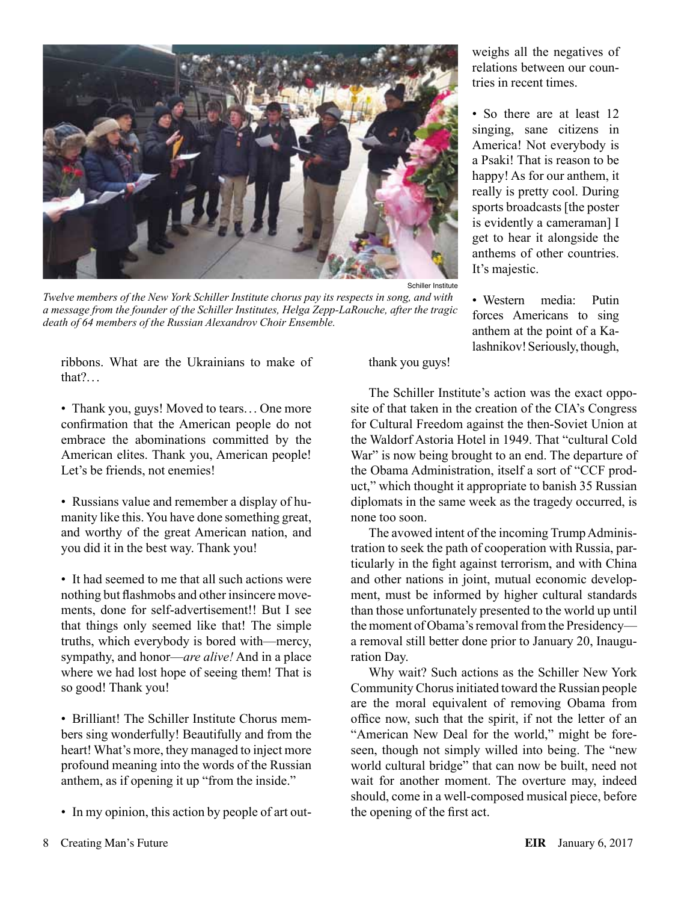Schiller Institute

*Twelve members of the New York Schiller Institute chorus pay its respects in song, and with a message from the founder of the Schiller Institutes, Helga Zepp-LaRouche, after the tragic death of 64 members of the Russian Alexandrov Choir Ensemble.*

ribbons. What are the Ukrainians to make of that?. . .

• Thank you, guys! Moved to tears. . . One more confirmation that the American people do not embrace the abominations committed by the American elites. Thank you, American people! Let's be friends, not enemies!

• Russians value and remember a display of humanity like this. You have done something great, and worthy of the great American nation, and you did it in the best way. Thank you!

• It had seemed to me that all such actions were nothing but flashmobs and other insincere movements, done for self-advertisement!! But I see that things only seemed like that! The simple truths, which everybody is bored with—mercy, sympathy, and honor—*are alive!* And in a place where we had lost hope of seeing them! That is so good! Thank you!

• Brilliant! The Schiller Institute Chorus members sing wonderfully! Beautifully and from the heart! What's more, they managed to inject more profound meaning into the words of the Russian anthem, as if opening it up "from the inside."

• In my opinion, this action by people of art outweighs all the negatives of relations between our countries in recent times.

• So there are at least 12 singing, sane citizens in America! Not everybody is a Psaki! That is reason to be happy! As for our anthem, it really is pretty cool. During sports broadcasts [the poster is evidently a cameraman] I get to hear it alongside the anthems of other countries. It's majestic.

• Western media: Putin forces Americans to sing anthem at the point of a Kalashnikov! Seriously, though, thank you guys!

The Schiller Institute's action was the exact opposite of that taken in the creation of the CIA's Congress for Cultural Freedom against the then-Soviet Union at the Waldorf Astoria Hotel in 1949. That "cultural Cold War" is now being brought to an end. The departure of the Obama Administration, itself a sort of "CCF product," which thought it appropriate to banish 35 Russian diplomats in the same week as the tragedy occurred, is none too soon.

The avowed intent of the incoming Trump Administration to seek the path of cooperation with Russia, particularly in the fight against terrorism, and with China and other nations in joint, mutual economic development, must be informed by higher cultural standards than those unfortunately presented to the world up until the moment of Obama's removal from the Presidency—a removal still better done prior to January 20, Inauguration Day.

Why wait? Such actions as the Schiller New York Community Chorus initiated toward the Russian people are the moral equivalent of removing Obama from office now, such that the spirit, if not the letter of an "American New Deal for the world," might be foreseen, though not simply willed into being. The "new world cultural bridge" that can now be built, need not wait for another moment. The overture may, indeed should, come in a well-composed musical piece, before the opening of the first act.